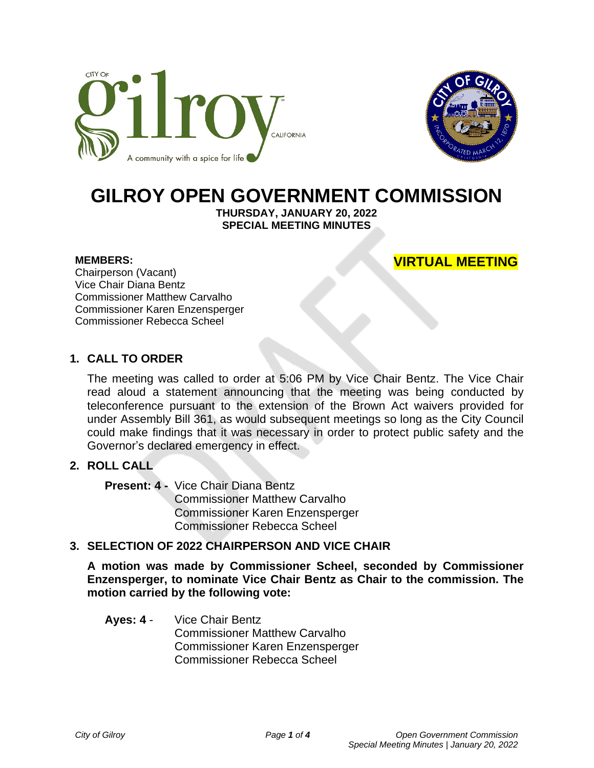# GILROY OPEN GOVERNMENT COMMISSION

**THURSDAY, JANUARY 20, 2022**
**SPECIAL MEETING MINUTES**

**VIRTUAL MEETING**

**MEMBERS:**
Chairperson (Vacant)
Vice Chair Diana Bentz
Commissioner Matthew Carvalho
Commissioner Karen Enzensperger
Commissioner Rebecca Scheel

## 1. CALL TO ORDER

The meeting was called to order at 5:06 PM by Vice Chair Bentz. The Vice Chair read aloud a statement announcing that the meeting was being conducted by teleconference pursuant to the extension of the Brown Act waivers provided for under Assembly Bill 361, as would subsequent meetings so long as the City Council could make findings that it was necessary in order to protect public safety and the Governor's declared emergency in effect.

## 2. ROLL CALL

**Present: 4 -** Vice Chair Diana Bentz
Commissioner Matthew Carvalho
Commissioner Karen Enzensperger
Commissioner Rebecca Scheel

## 3. SELECTION OF 2022 CHAIRPERSON AND VICE CHAIR

**A motion was made by Commissioner Scheel, seconded by Commissioner Enzensperger, to nominate Vice Chair Bentz as Chair to the commission. The motion carried by the following vote:**

**Ayes: 4** - Vice Chair Bentz
Commissioner Matthew Carvalho
Commissioner Karen Enzensperger
Commissioner Rebecca Scheel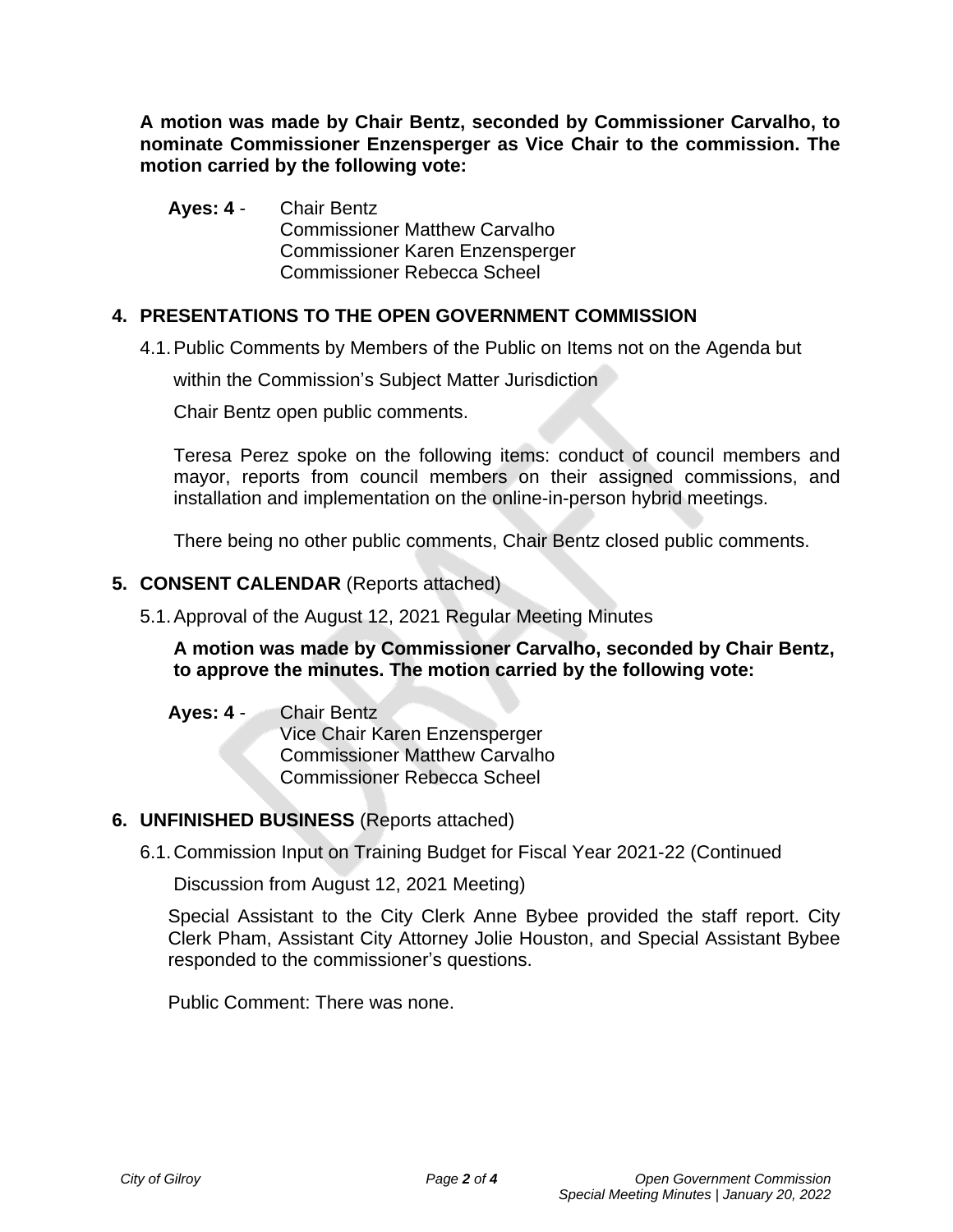**A motion was made by Chair Bentz, seconded by Commissioner Carvalho, to nominate Commissioner Enzensperger as Vice Chair to the commission. The motion carried by the following vote:**

**Ayes: 4** - Chair Bentz
Commissioner Matthew Carvalho
Commissioner Karen Enzensperger
Commissioner Rebecca Scheel

## 4. PRESENTATIONS TO THE OPEN GOVERNMENT COMMISSION

4.1. Public Comments by Members of the Public on Items not on the Agenda but within the Commission's Subject Matter Jurisdiction

Chair Bentz open public comments.

Teresa Perez spoke on the following items: conduct of council members and mayor, reports from council members on their assigned commissions, and installation and implementation on the online-in-person hybrid meetings.

There being no other public comments, Chair Bentz closed public comments.

## 5. CONSENT CALENDAR (Reports attached)

5.1. Approval of the August 12, 2021 Regular Meeting Minutes

**A motion was made by Commissioner Carvalho, seconded by Chair Bentz, to approve the minutes. The motion carried by the following vote:**

**Ayes: 4** - Chair Bentz
Vice Chair Karen Enzensperger
Commissioner Matthew Carvalho
Commissioner Rebecca Scheel

## 6. UNFINISHED BUSINESS (Reports attached)

6.1. Commission Input on Training Budget for Fiscal Year 2021-22 (Continued Discussion from August 12, 2021 Meeting)

Special Assistant to the City Clerk Anne Bybee provided the staff report. City Clerk Pham, Assistant City Attorney Jolie Houston, and Special Assistant Bybee responded to the commissioner's questions.

Public Comment: There was none.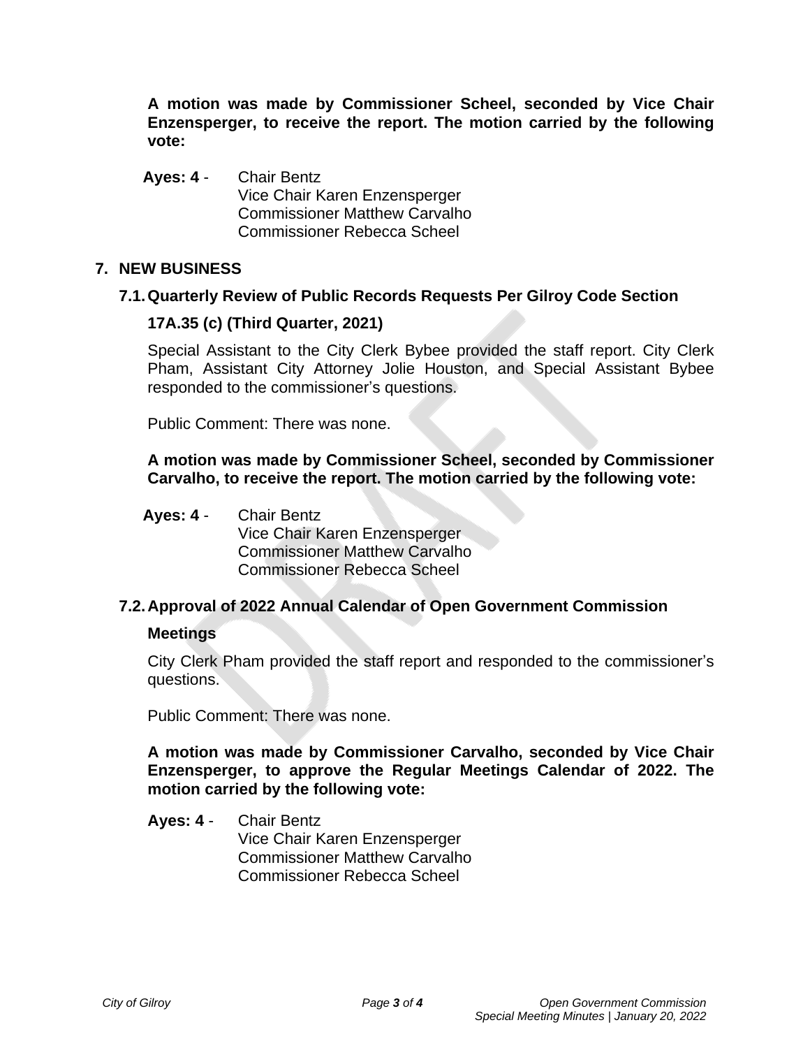**A motion was made by Commissioner Scheel, seconded by Vice Chair Enzensperger, to receive the report. The motion carried by the following vote:**

**Ayes: 4** - Chair Bentz
Vice Chair Karen Enzensperger
Commissioner Matthew Carvalho
Commissioner Rebecca Scheel

## 7. NEW BUSINESS

### 7.1. Quarterly Review of Public Records Requests Per Gilroy Code Section 17A.35 (c) (Third Quarter, 2021)

Special Assistant to the City Clerk Bybee provided the staff report. City Clerk Pham, Assistant City Attorney Jolie Houston, and Special Assistant Bybee responded to the commissioner's questions.

Public Comment: There was none.

**A motion was made by Commissioner Scheel, seconded by Commissioner Carvalho, to receive the report. The motion carried by the following vote:**

**Ayes: 4** - Chair Bentz
Vice Chair Karen Enzensperger
Commissioner Matthew Carvalho
Commissioner Rebecca Scheel

### 7.2. Approval of 2022 Annual Calendar of Open Government Commission Meetings

City Clerk Pham provided the staff report and responded to the commissioner's questions.

Public Comment: There was none.

**A motion was made by Commissioner Carvalho, seconded by Vice Chair Enzensperger, to approve the Regular Meetings Calendar of 2022. The motion carried by the following vote:**

**Ayes: 4** - Chair Bentz
Vice Chair Karen Enzensperger
Commissioner Matthew Carvalho
Commissioner Rebecca Scheel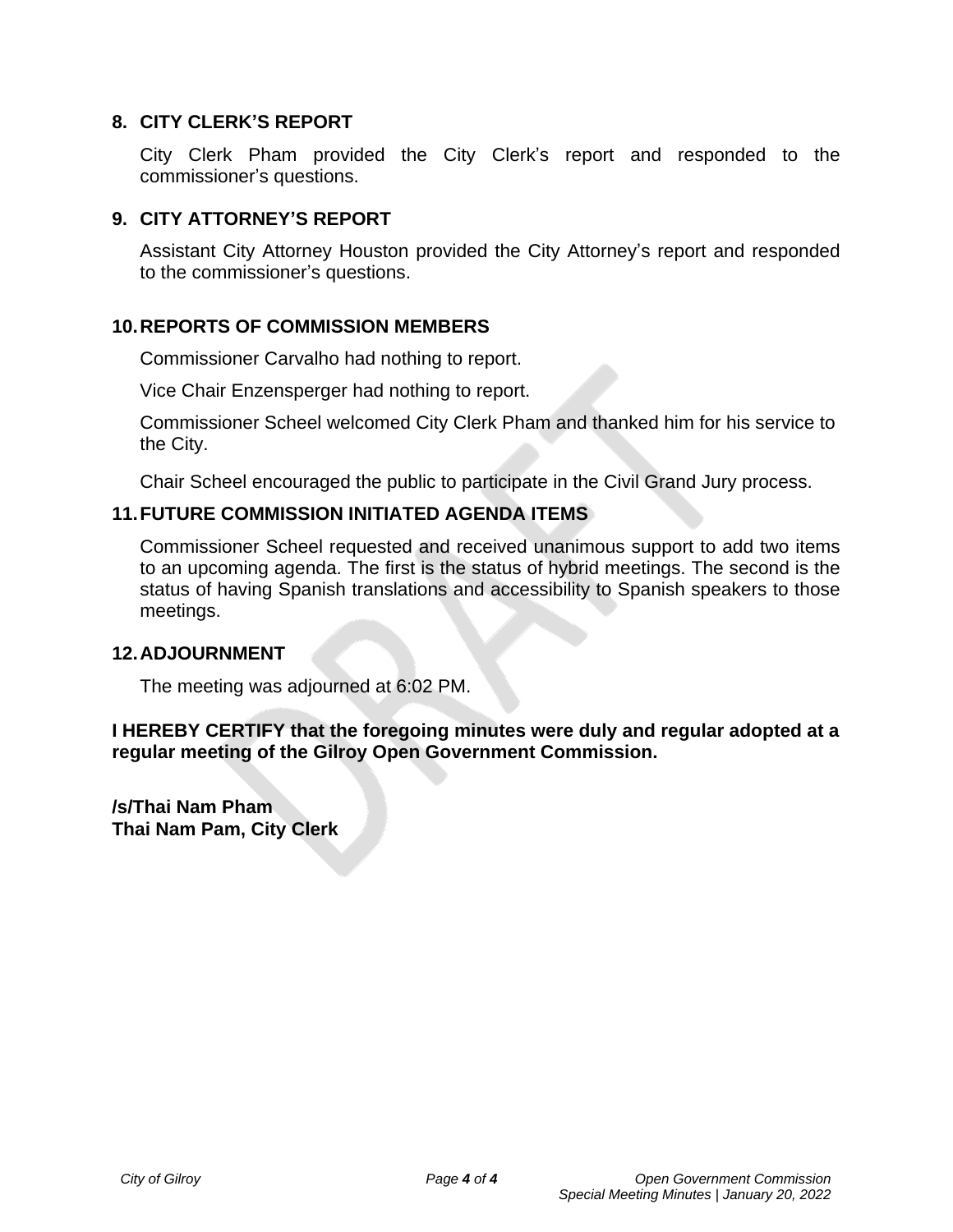## 8. CITY CLERK'S REPORT

City Clerk Pham provided the City Clerk's report and responded to the commissioner's questions.

## 9. CITY ATTORNEY'S REPORT

Assistant City Attorney Houston provided the City Attorney's report and responded to the commissioner's questions.

## 10. REPORTS OF COMMISSION MEMBERS

Commissioner Carvalho had nothing to report.

Vice Chair Enzensperger had nothing to report.

Commissioner Scheel welcomed City Clerk Pham and thanked him for his service to the City.

Chair Scheel encouraged the public to participate in the Civil Grand Jury process.

## 11. FUTURE COMMISSION INITIATED AGENDA ITEMS

Commissioner Scheel requested and received unanimous support to add two items to an upcoming agenda. The first is the status of hybrid meetings. The second is the status of having Spanish translations and accessibility to Spanish speakers to those meetings.

## 12. ADJOURNMENT

The meeting was adjourned at 6:02 PM.

**I HEREBY CERTIFY that the foregoing minutes were duly and regular adopted at a regular meeting of the Gilroy Open Government Commission.**

**/s/Thai Nam Pham**
**Thai Nam Pam, City Clerk**